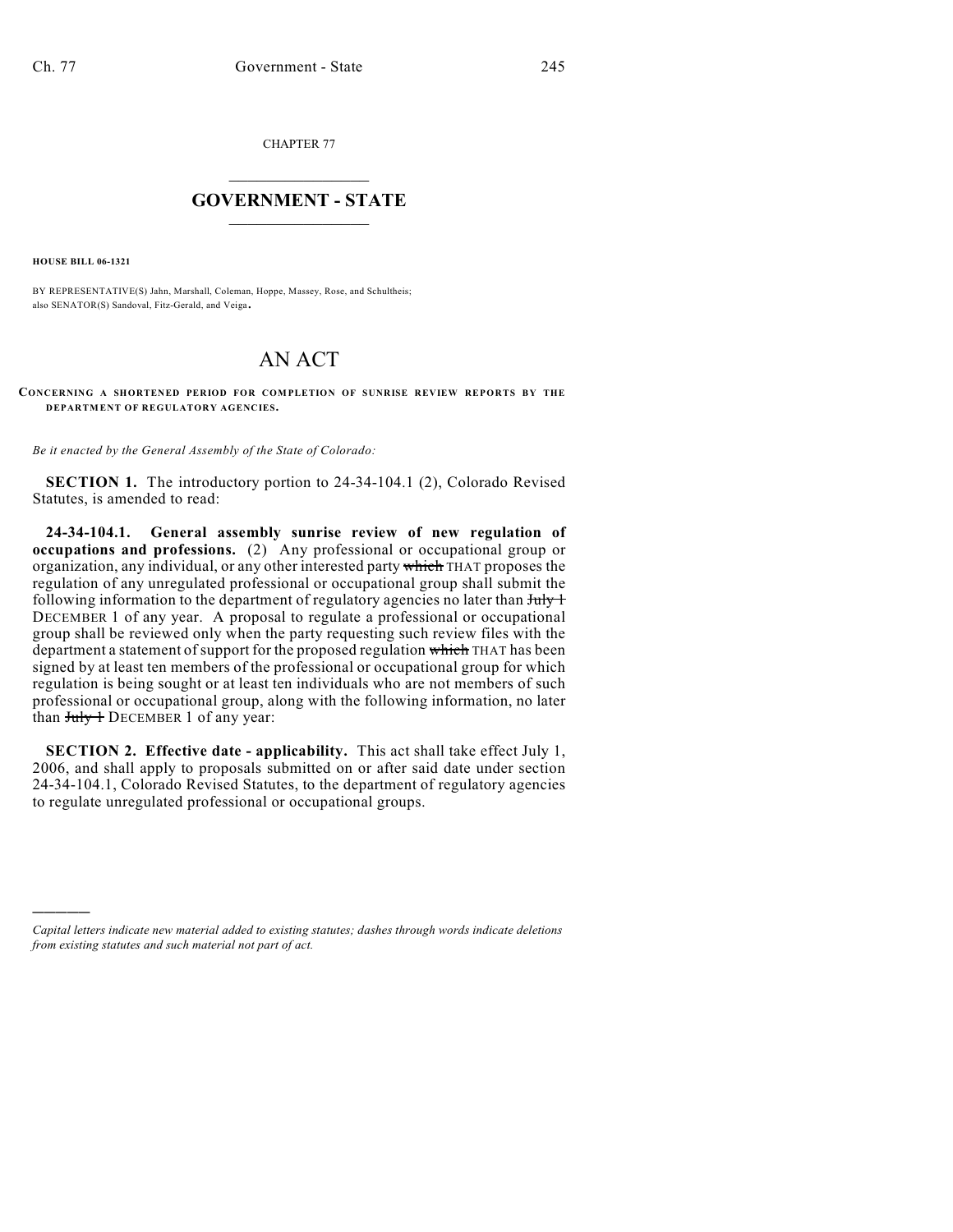CHAPTER 77

# GOVERNMENT - STATE

**HOUSE BILL 06-1321**

BY REPRESENTATIVE(S) Jahn, Marshall, Coleman, Hoppe, Massey, Rose, and Schultheis;
also SENATOR(S) Sandoval, Fitz-Gerald, and Veiga.

# AN ACT

**CONCERNING A SHORTENED PERIOD FOR COMPLETION OF SUNRISE REVIEW REPORTS BY THE DEPARTMENT OF REGULATORY AGENCIES.**

*Be it enacted by the General Assembly of the State of Colorado:*

**SECTION 1.** The introductory portion to 24-34-104.1 (2), Colorado Revised Statutes, is amended to read:

**24-34-104.1. General assembly sunrise review of new regulation of occupations and professions.** (2) Any professional or occupational group or organization, any individual, or any other interested party ~~which~~ THAT proposes the regulation of any unregulated professional or occupational group shall submit the following information to the department of regulatory agencies no later than ~~July 1~~ DECEMBER 1 of any year. A proposal to regulate a professional or occupational group shall be reviewed only when the party requesting such review files with the department a statement of support for the proposed regulation ~~which~~ THAT has been signed by at least ten members of the professional or occupational group for which regulation is being sought or at least ten individuals who are not members of such professional or occupational group, along with the following information, no later than ~~July 1~~ DECEMBER 1 of any year:

**SECTION 2. Effective date - applicability.** This act shall take effect July 1, 2006, and shall apply to proposals submitted on or after said date under section 24-34-104.1, Colorado Revised Statutes, to the department of regulatory agencies to regulate unregulated professional or occupational groups.

---

*Capital letters indicate new material added to existing statutes; dashes through words indicate deletions from existing statutes and such material not part of act.*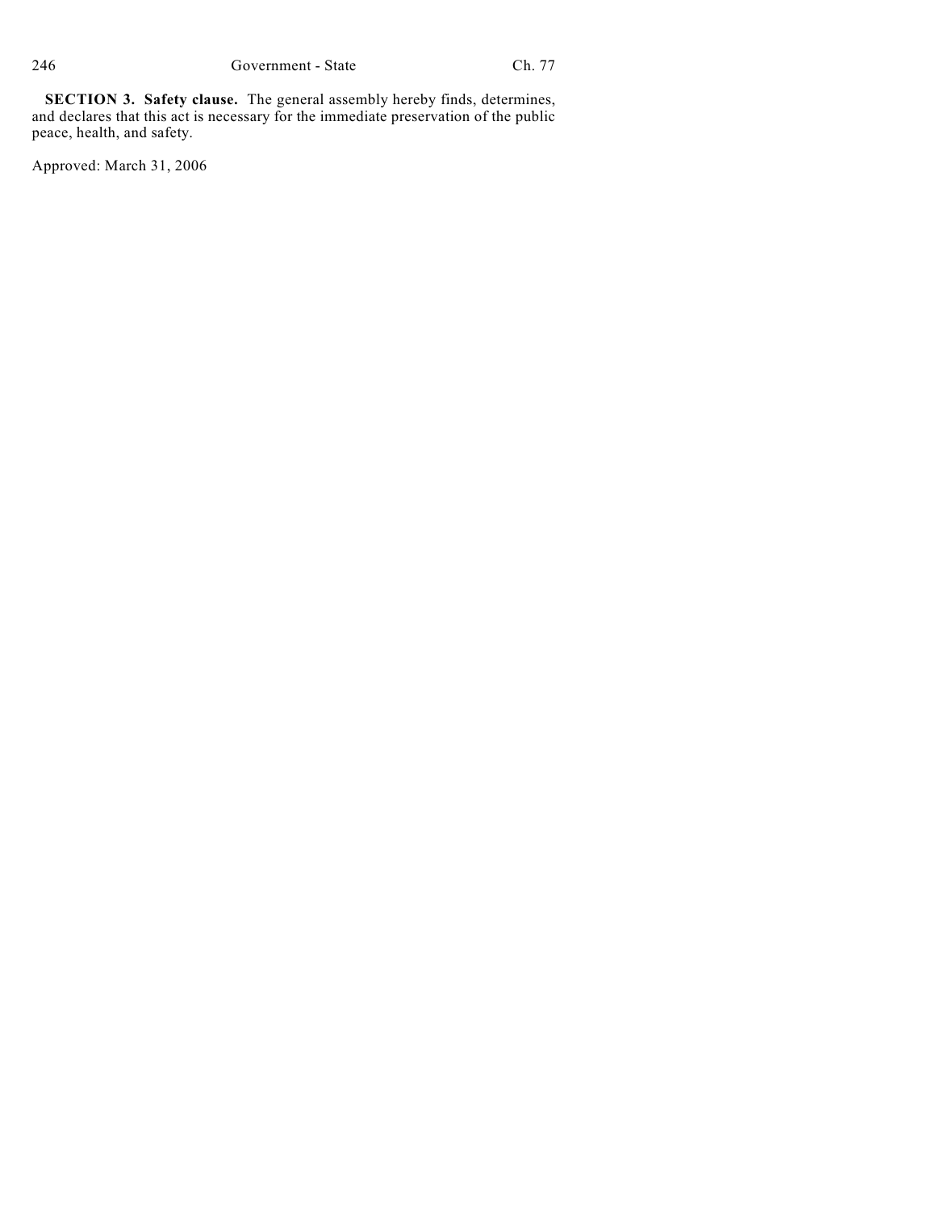**SECTION 3. Safety clause.** The general assembly hereby finds, determines, and declares that this act is necessary for the immediate preservation of the public peace, health, and safety.

Approved: March 31, 2006